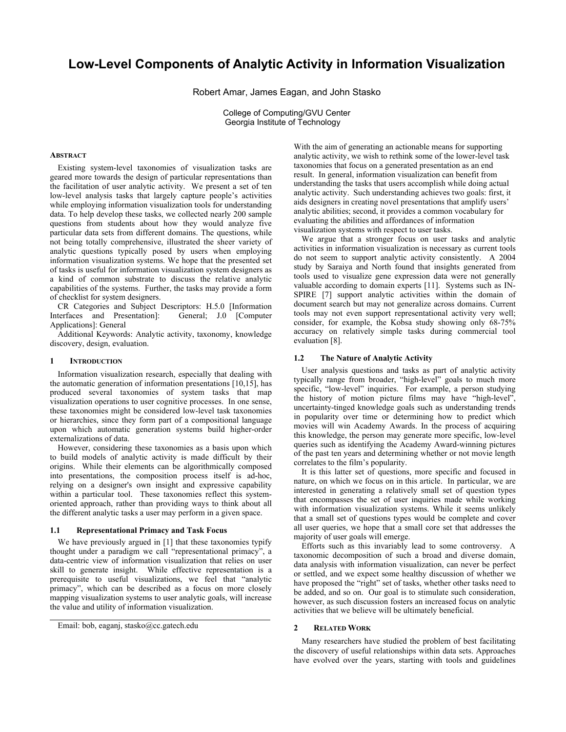# Low-Level Components of Analytic Activity in Information Visualization

Robert Amar, James Eagan, and John Stasko

College of Computing/GVU Center
Georgia Institute of Technology

### Abstract

Existing system-level taxonomies of visualization tasks are geared more towards the design of particular representations than the facilitation of user analytic activity. We present a set of ten low-level analysis tasks that largely capture people's activities while employing information visualization tools for understanding data. To help develop these tasks, we collected nearly 200 sample questions from students about how they would analyze five particular data sets from different domains. The questions, while not being totally comprehensive, illustrated the sheer variety of analytic questions typically posed by users when employing information visualization systems. We hope that the presented set of tasks is useful for information visualization system designers as a kind of common substrate to discuss the relative analytic capabilities of the systems. Further, the tasks may provide a form of checklist for system designers.

CR Categories and Subject Descriptors: H.5.0 [Information Interfaces and Presentation]: General; J.0 [Computer Applications]: General

Additional Keywords: Analytic activity, taxonomy, knowledge discovery, design, evaluation.

## 1 Introduction

Information visualization research, especially that dealing with the automatic generation of information presentations [10,15], has produced several taxonomies of system tasks that map visualization operations to user cognitive processes. In one sense, these taxonomies might be considered low-level task taxonomies or hierarchies, since they form part of a compositional language upon which automatic generation systems build higher-order externalizations of data.

However, considering these taxonomies as a basis upon which to build models of analytic activity is made difficult by their origins. While their elements can be algorithmically composed into presentations, the composition process itself is ad-hoc, relying on a designer's own insight and expressive capability within a particular tool. These taxonomies reflect this system-oriented approach, rather than providing ways to think about all the different analytic tasks a user may perform in a given space.

### 1.1 Representational Primacy and Task Focus

We have previously argued in [1] that these taxonomies typify thought under a paradigm we call "representational primacy", a data-centric view of information visualization that relies on user skill to generate insight. While effective representation is a prerequisite to useful visualizations, we feel that "analytic primacy", which can be described as a focus on more closely mapping visualization systems to user analytic goals, will increase the value and utility of information visualization.

Email: bob, eaganj, stasko@cc.gatech.edu

With the aim of generating an actionable means for supporting analytic activity, we wish to rethink some of the lower-level task taxonomies that focus on a generated presentation as an end result. In general, information visualization can benefit from understanding the tasks that users accomplish while doing actual analytic activity. Such understanding achieves two goals: first, it aids designers in creating novel presentations that amplify users' analytic abilities; second, it provides a common vocabulary for evaluating the abilities and affordances of information visualization systems with respect to user tasks.

We argue that a stronger focus on user tasks and analytic activities in information visualization is necessary as current tools do not seem to support analytic activity consistently. A 2004 study by Saraiya and North found that insights generated from tools used to visualize gene expression data were not generally valuable according to domain experts [11]. Systems such as IN-SPIRE [7] support analytic activities within the domain of document search but may not generalize across domains. Current tools may not even support representational activity very well; consider, for example, the Kobsa study showing only 68-75% accuracy on relatively simple tasks during commercial tool evaluation [8].

### 1.2 The Nature of Analytic Activity

User analysis questions and tasks as part of analytic activity typically range from broader, "high-level" goals to much more specific, "low-level" inquiries. For example, a person studying the history of motion picture films may have "high-level", uncertainty-tinged knowledge goals such as understanding trends in popularity over time or determining how to predict which movies will win Academy Awards. In the process of acquiring this knowledge, the person may generate more specific, low-level queries such as identifying the Academy Award-winning pictures of the past ten years and determining whether or not movie length correlates to the film's popularity.

It is this latter set of questions, more specific and focused in nature, on which we focus on in this article. In particular, we are interested in generating a relatively small set of question types that encompasses the set of user inquiries made while working with information visualization systems. While it seems unlikely that a small set of questions types would be complete and cover all user queries, we hope that a small core set that addresses the majority of user goals will emerge.

Efforts such as this invariably lead to some controversy. A taxonomic decomposition of such a broad and diverse domain, data analysis with information visualization, can never be perfect or settled, and we expect some healthy discussion of whether we have proposed the "right" set of tasks, whether other tasks need to be added, and so on. Our goal is to stimulate such consideration, however, as such discussion fosters an increased focus on analytic activities that we believe will be ultimately beneficial.

## 2 Related Work

Many researchers have studied the problem of best facilitating the discovery of useful relationships within data sets. Approaches have evolved over the years, starting with tools and guidelines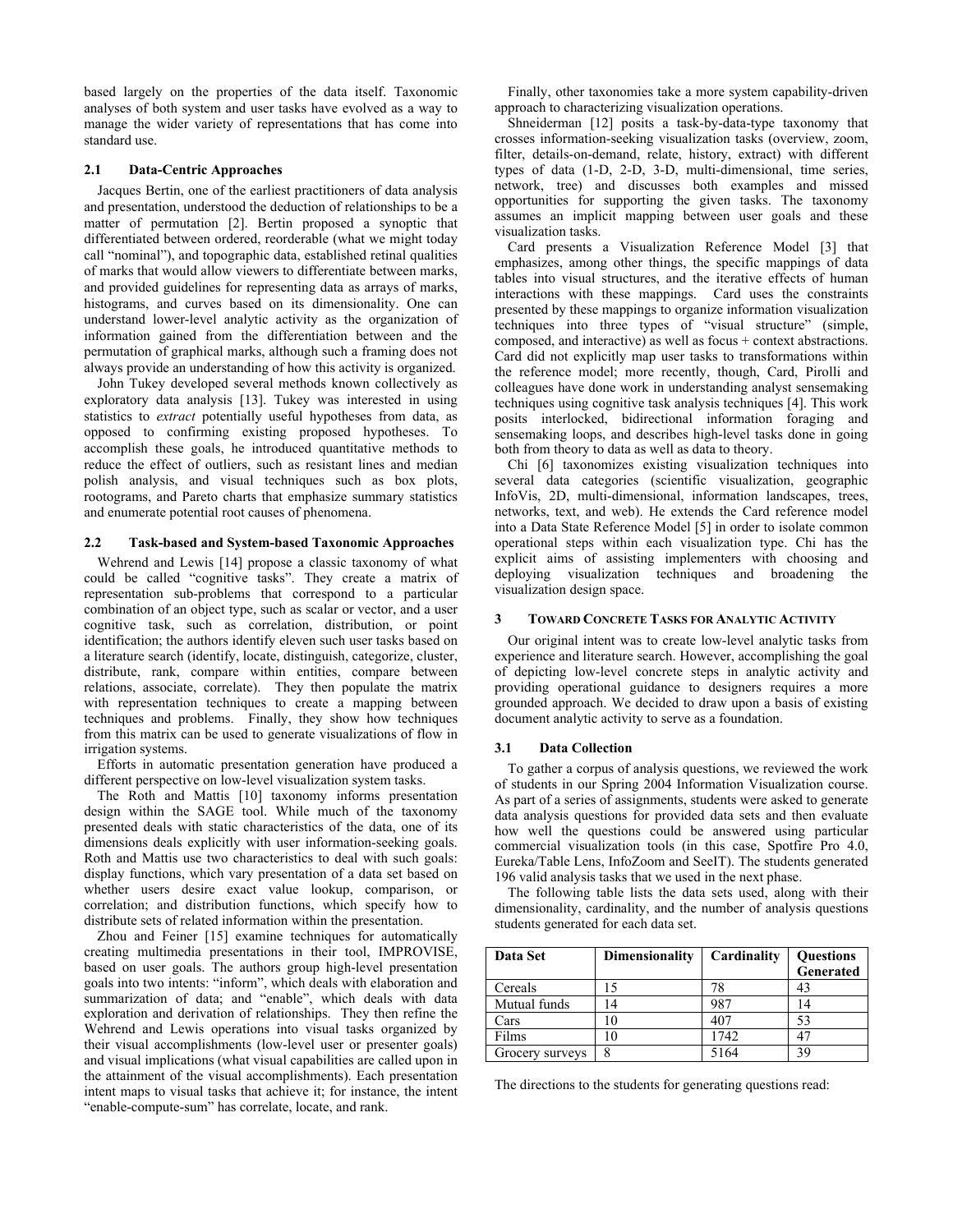based largely on the properties of the data itself. Taxonomic analyses of both system and user tasks have evolved as a way to manage the wider variety of representations that has come into standard use.

### 2.1 Data-Centric Approaches

Jacques Bertin, one of the earliest practitioners of data analysis and presentation, understood the deduction of relationships to be a matter of permutation [2]. Bertin proposed a synoptic that differentiated between ordered, reorderable (what we might today call "nominal"), and topographic data, established retinal qualities of marks that would allow viewers to differentiate between marks, and provided guidelines for representing data as arrays of marks, histograms, and curves based on its dimensionality. One can understand lower-level analytic activity as the organization of information gained from the differentiation between and the permutation of graphical marks, although such a framing does not always provide an understanding of how this activity is organized.

John Tukey developed several methods known collectively as exploratory data analysis [13]. Tukey was interested in using statistics to *extract* potentially useful hypotheses from data, as opposed to confirming existing proposed hypotheses. To accomplish these goals, he introduced quantitative methods to reduce the effect of outliers, such as resistant lines and median polish analysis, and visual techniques such as box plots, rootograms, and Pareto charts that emphasize summary statistics and enumerate potential root causes of phenomena.

### 2.2 Task-based and System-based Taxonomic Approaches

Wehrend and Lewis [14] propose a classic taxonomy of what could be called "cognitive tasks". They create a matrix of representation sub-problems that correspond to a particular combination of an object type, such as scalar or vector, and a user cognitive task, such as correlation, distribution, or point identification; the authors identify eleven such user tasks based on a literature search (identify, locate, distinguish, categorize, cluster, distribute, rank, compare within entities, compare between relations, associate, correlate). They then populate the matrix with representation techniques to create a mapping between techniques and problems. Finally, they show how techniques from this matrix can be used to generate visualizations of flow in irrigation systems.

Efforts in automatic presentation generation have produced a different perspective on low-level visualization system tasks.

The Roth and Mattis [10] taxonomy informs presentation design within the SAGE tool. While much of the taxonomy presented deals with static characteristics of the data, one of its dimensions deals explicitly with user information-seeking goals. Roth and Mattis use two characteristics to deal with such goals: display functions, which vary presentation of a data set based on whether users desire exact value lookup, comparison, or correlation; and distribution functions, which specify how to distribute sets of related information within the presentation.

Zhou and Feiner [15] examine techniques for automatically creating multimedia presentations in their tool, IMPROVISE, based on user goals. The authors group high-level presentation goals into two intents: "inform", which deals with elaboration and summarization of data; and "enable", which deals with data exploration and derivation of relationships. They then refine the Wehrend and Lewis operations into visual tasks organized by their visual accomplishments (low-level user or presenter goals) and visual implications (what visual capabilities are called upon in the attainment of the visual accomplishments). Each presentation intent maps to visual tasks that achieve it; for instance, the intent "enable-compute-sum" has correlate, locate, and rank.

Finally, other taxonomies take a more system capability-driven approach to characterizing visualization operations.

Shneiderman [12] posits a task-by-data-type taxonomy that crosses information-seeking visualization tasks (overview, zoom, filter, details-on-demand, relate, history, extract) with different types of data (1-D, 2-D, 3-D, multi-dimensional, time series, network, tree) and discusses both examples and missed opportunities for supporting the given tasks. The taxonomy assumes an implicit mapping between user goals and these visualization tasks.

Card presents a Visualization Reference Model [3] that emphasizes, among other things, the specific mappings of data tables into visual structures, and the iterative effects of human interactions with these mappings. Card uses the constraints presented by these mappings to organize information visualization techniques into three types of "visual structure" (simple, composed, and interactive) as well as focus + context abstractions. Card did not explicitly map user tasks to transformations within the reference model; more recently, though, Card, Pirolli and colleagues have done work in understanding analyst sensemaking techniques using cognitive task analysis techniques [4]. This work posits interlocked, bidirectional information foraging and sensemaking loops, and describes high-level tasks done in going both from theory to data as well as data to theory.

Chi [6] taxonomizes existing visualization techniques into several data categories (scientific visualization, geographic InfoVis, 2D, multi-dimensional, information landscapes, trees, networks, text, and web). He extends the Card reference model into a Data State Reference Model [5] in order to isolate common operational steps within each visualization type. Chi has the explicit aims of assisting implementers with choosing and deploying visualization techniques and broadening the visualization design space.

## 3 Toward Concrete Tasks for Analytic Activity

Our original intent was to create low-level analytic tasks from experience and literature search. However, accomplishing the goal of depicting low-level concrete steps in analytic activity and providing operational guidance to designers requires a more grounded approach. We decided to draw upon a basis of existing document analytic activity to serve as a foundation.

### 3.1 Data Collection

To gather a corpus of analysis questions, we reviewed the work of students in our Spring 2004 Information Visualization course. As part of a series of assignments, students were asked to generate data analysis questions for provided data sets and then evaluate how well the questions could be answered using particular commercial visualization tools (in this case, Spotfire Pro 4.0, Eureka/Table Lens, InfoZoom and SeeIT). The students generated 196 valid analysis tasks that we used in the next phase.

The following table lists the data sets used, along with their dimensionality, cardinality, and the number of analysis questions students generated for each data set.

| Data Set | Dimensionality | Cardinality | Questions Generated |
|---|---|---|---|
| Cereals | 15 | 78 | 43 |
| Mutual funds | 14 | 987 | 14 |
| Cars | 10 | 407 | 53 |
| Films | 10 | 1742 | 47 |
| Grocery surveys | 8 | 5164 | 39 |

The directions to the students for generating questions read: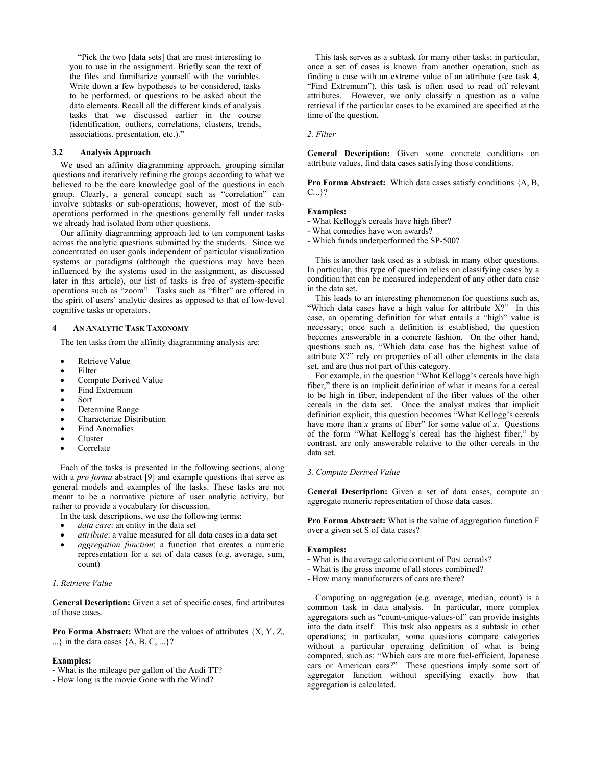"Pick the two [data sets] that are most interesting to you to use in the assignment. Briefly scan the text of the files and familiarize yourself with the variables. Write down a few hypotheses to be considered, tasks to be performed, or questions to be asked about the data elements. Recall all the different kinds of analysis tasks that we discussed earlier in the course (identification, outliers, correlations, clusters, trends, associations, presentation, etc.)."

### 3.2 Analysis Approach

We used an affinity diagramming approach, grouping similar questions and iteratively refining the groups according to what we believed to be the core knowledge goal of the questions in each group. Clearly, a general concept such as "correlation" can involve subtasks or sub-operations; however, most of the sub-operations performed in the questions generally fell under tasks we already had isolated from other questions.

Our affinity diagramming approach led to ten component tasks across the analytic questions submitted by the students. Since we concentrated on user goals independent of particular visualization systems or paradigms (although the questions may have been influenced by the systems used in the assignment, as discussed later in this article), our list of tasks is free of system-specific operations such as "zoom". Tasks such as "filter" are offered in the spirit of users' analytic desires as opposed to that of low-level cognitive tasks or operators.

## 4 An Analytic Task Taxonomy

The ten tasks from the affinity diagramming analysis are:

- Retrieve Value
- Filter
- Compute Derived Value
- Find Extremum
- Sort
- Determine Range
- Characterize Distribution
- Find Anomalies
- Cluster
- Correlate

Each of the tasks is presented in the following sections, along with a *pro forma* abstract [9] and example questions that serve as general models and examples of the tasks. These tasks are not meant to be a normative picture of user analytic activity, but rather to provide a vocabulary for discussion.

In the task descriptions, we use the following terms:

- *data case*: an entity in the data set
- *attribute*: a value measured for all data cases in a data set
- *aggregation function*: a function that creates a numeric representation for a set of data cases (e.g. average, sum, count)

*1. Retrieve Value*

**General Description:** Given a set of specific cases, find attributes of those cases.

**Pro Forma Abstract:** What are the values of attributes {X, Y, Z, ...} in the data cases {A, B, C, ...}?

**Examples:**
- What is the mileage per gallon of the Audi TT?
- How long is the movie Gone with the Wind?

This task serves as a subtask for many other tasks; in particular, once a set of cases is known from another operation, such as finding a case with an extreme value of an attribute (see task 4, "Find Extremum"), this task is often used to read off relevant attributes. However, we only classify a question as a value retrieval if the particular cases to be examined are specified at the time of the question.

*2. Filter*

**General Description:** Given some concrete conditions on attribute values, find data cases satisfying those conditions.

**Pro Forma Abstract:** Which data cases satisfy conditions {A, B, C...}?

**Examples:**
- What Kellogg's cereals have high fiber?
- What comedies have won awards?
- Which funds underperformed the SP-500?

This is another task used as a subtask in many other questions. In particular, this type of question relies on classifying cases by a condition that can be measured independent of any other data case in the data set.

This leads to an interesting phenomenon for questions such as, "Which data cases have a high value for attribute X?" In this case, an operating definition for what entails a "high" value is necessary; once such a definition is established, the question becomes answerable in a concrete fashion. On the other hand, questions such as, "Which data case has the highest value of attribute X?" rely on properties of all other elements in the data set, and are thus not part of this category.

For example, in the question "What Kellogg's cereals have high fiber," there is an implicit definition of what it means for a cereal to be high in fiber, independent of the fiber values of the other cereals in the data set. Once the analyst makes that implicit definition explicit, this question becomes "What Kellogg's cereals have more than *x* grams of fiber" for some value of *x*. Questions of the form "What Kellogg's cereal has the highest fiber," by contrast, are only answerable relative to the other cereals in the data set.

*3. Compute Derived Value*

**General Description:** Given a set of data cases, compute an aggregate numeric representation of those data cases.

**Pro Forma Abstract:** What is the value of aggregation function F over a given set S of data cases?

**Examples:**
- What is the average calorie content of Post cereals?
- What is the gross income of all stores combined?
- How many manufacturers of cars are there?

Computing an aggregation (e.g. average, median, count) is a common task in data analysis. In particular, more complex aggregators such as "count-unique-values-of" can provide insights into the data itself. This task also appears as a subtask in other operations; in particular, some questions compare categories without a particular operating definition of what is being compared, such as: "Which cars are more fuel-efficient, Japanese cars or American cars?" These questions imply some sort of aggregator function without specifying exactly how that aggregation is calculated.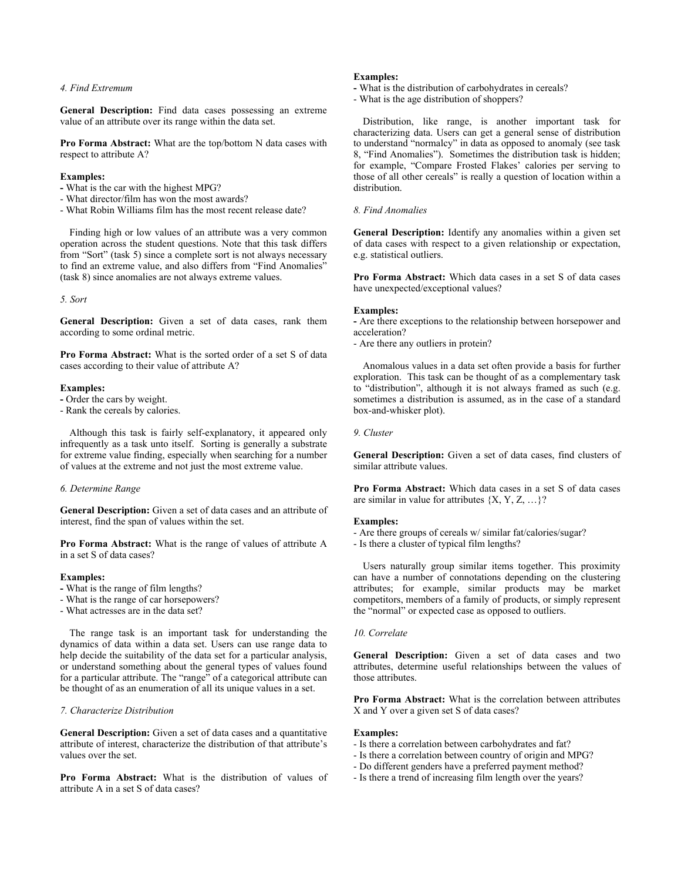### 4. Find Extremum

**General Description:** Find data cases possessing an extreme value of an attribute over its range within the data set.

**Pro Forma Abstract:** What are the top/bottom N data cases with respect to attribute A?

**Examples:**
- What is the car with the highest MPG?
- What director/film has won the most awards?
- What Robin Williams film has the most recent release date?

Finding high or low values of an attribute was a very common operation across the student questions. Note that this task differs from "Sort" (task 5) since a complete sort is not always necessary to find an extreme value, and also differs from "Find Anomalies" (task 8) since anomalies are not always extreme values.

### 5. Sort

**General Description:** Given a set of data cases, rank them according to some ordinal metric.

**Pro Forma Abstract:** What is the sorted order of a set S of data cases according to their value of attribute A?

**Examples:**
- Order the cars by weight.
- Rank the cereals by calories.

Although this task is fairly self-explanatory, it appeared only infrequently as a task unto itself. Sorting is generally a substrate for extreme value finding, especially when searching for a number of values at the extreme and not just the most extreme value.

### 6. Determine Range

**General Description:** Given a set of data cases and an attribute of interest, find the span of values within the set.

**Pro Forma Abstract:** What is the range of values of attribute A in a set S of data cases?

**Examples:**
- What is the range of film lengths?
- What is the range of car horsepowers?
- What actresses are in the data set?

The range task is an important task for understanding the dynamics of data within a data set. Users can use range data to help decide the suitability of the data set for a particular analysis, or understand something about the general types of values found for a particular attribute. The "range" of a categorical attribute can be thought of as an enumeration of all its unique values in a set.

### 7. Characterize Distribution

**General Description:** Given a set of data cases and a quantitative attribute of interest, characterize the distribution of that attribute's values over the set.

**Pro Forma Abstract:** What is the distribution of values of attribute A in a set S of data cases?

**Examples:**
- What is the distribution of carbohydrates in cereals?
- What is the age distribution of shoppers?

Distribution, like range, is another important task for characterizing data. Users can get a general sense of distribution to understand "normalcy" in data as opposed to anomaly (see task 8, "Find Anomalies"). Sometimes the distribution task is hidden; for example, "Compare Frosted Flakes' calories per serving to those of all other cereals" is really a question of location within a distribution.

### 8. Find Anomalies

**General Description:** Identify any anomalies within a given set of data cases with respect to a given relationship or expectation, e.g. statistical outliers.

**Pro Forma Abstract:** Which data cases in a set S of data cases have unexpected/exceptional values?

**Examples:**
- Are there exceptions to the relationship between horsepower and acceleration?
- Are there any outliers in protein?

Anomalous values in a data set often provide a basis for further exploration. This task can be thought of as a complementary task to "distribution", although it is not always framed as such (e.g. sometimes a distribution is assumed, as in the case of a standard box-and-whisker plot).

### 9. Cluster

**General Description:** Given a set of data cases, find clusters of similar attribute values.

**Pro Forma Abstract:** Which data cases in a set S of data cases are similar in value for attributes {X, Y, Z, …}?

**Examples:**
- Are there groups of cereals w/ similar fat/calories/sugar?
- Is there a cluster of typical film lengths?

Users naturally group similar items together. This proximity can have a number of connotations depending on the clustering attributes; for example, similar products may be market competitors, members of a family of products, or simply represent the "normal" or expected case as opposed to outliers.

### 10. Correlate

**General Description:** Given a set of data cases and two attributes, determine useful relationships between the values of those attributes.

**Pro Forma Abstract:** What is the correlation between attributes X and Y over a given set S of data cases?

**Examples:**
- Is there a correlation between carbohydrates and fat?
- Is there a correlation between country of origin and MPG?
- Do different genders have a preferred payment method?
- Is there a trend of increasing film length over the years?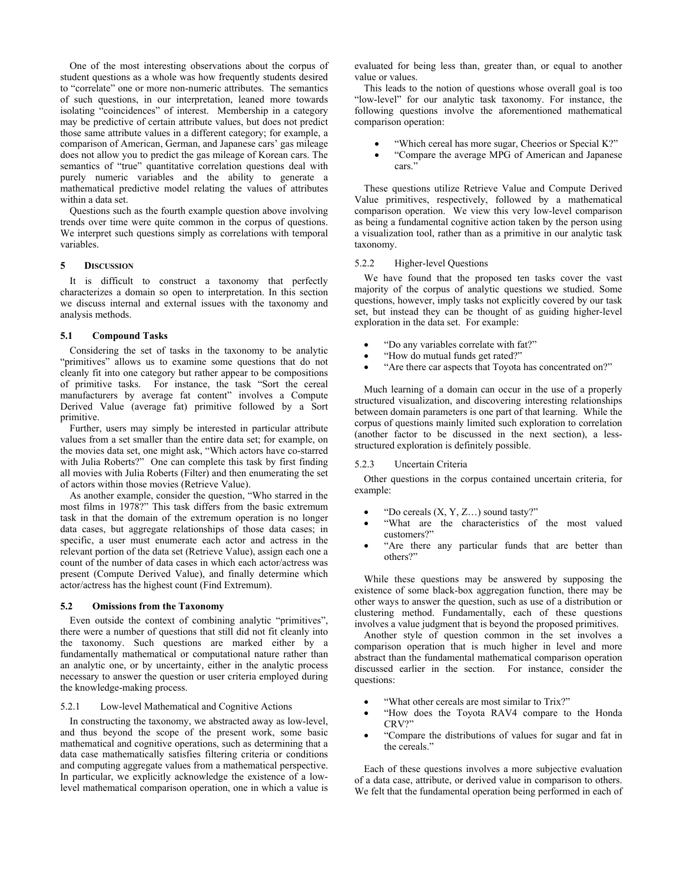One of the most interesting observations about the corpus of student questions as a whole was how frequently students desired to "correlate" one or more non-numeric attributes. The semantics of such questions, in our interpretation, leaned more towards isolating "coincidences" of interest. Membership in a category may be predictive of certain attribute values, but does not predict those same attribute values in a different category; for example, a comparison of American, German, and Japanese cars' gas mileage does not allow you to predict the gas mileage of Korean cars. The semantics of "true" quantitative correlation questions deal with purely numeric variables and the ability to generate a mathematical predictive model relating the values of attributes within a data set.

Questions such as the fourth example question above involving trends over time were quite common in the corpus of questions. We interpret such questions simply as correlations with temporal variables.

## 5 Discussion

It is difficult to construct a taxonomy that perfectly characterizes a domain so open to interpretation. In this section we discuss internal and external issues with the taxonomy and analysis methods.

### 5.1 Compound Tasks

Considering the set of tasks in the taxonomy to be analytic "primitives" allows us to examine some questions that do not cleanly fit into one category but rather appear to be compositions of primitive tasks. For instance, the task "Sort the cereal manufacturers by average fat content" involves a Compute Derived Value (average fat) primitive followed by a Sort primitive.

Further, users may simply be interested in particular attribute values from a set smaller than the entire data set; for example, on the movies data set, one might ask, "Which actors have co-starred with Julia Roberts?" One can complete this task by first finding all movies with Julia Roberts (Filter) and then enumerating the set of actors within those movies (Retrieve Value).

As another example, consider the question, "Who starred in the most films in 1978?" This task differs from the basic extremum task in that the domain of the extremum operation is no longer data cases, but aggregate relationships of those data cases; in specific, a user must enumerate each actor and actress in the relevant portion of the data set (Retrieve Value), assign each one a count of the number of data cases in which each actor/actress was present (Compute Derived Value), and finally determine which actor/actress has the highest count (Find Extremum).

### 5.2 Omissions from the Taxonomy

Even outside the context of combining analytic "primitives", there were a number of questions that still did not fit cleanly into the taxonomy. Such questions are marked either by a fundamentally mathematical or computational nature rather than an analytic one, or by uncertainty, either in the analytic process necessary to answer the question or user criteria employed during the knowledge-making process.

#### 5.2.1 Low-level Mathematical and Cognitive Actions

In constructing the taxonomy, we abstracted away as low-level, and thus beyond the scope of the present work, some basic mathematical and cognitive operations, such as determining that a data case mathematically satisfies filtering criteria or conditions and computing aggregate values from a mathematical perspective. In particular, we explicitly acknowledge the existence of a low-level mathematical comparison operation, one in which a value is evaluated for being less than, greater than, or equal to another value or values.

This leads to the notion of questions whose overall goal is too "low-level" for our analytic task taxonomy. For instance, the following questions involve the aforementioned mathematical comparison operation:

- "Which cereal has more sugar, Cheerios or Special K?"
- "Compare the average MPG of American and Japanese cars."

These questions utilize Retrieve Value and Compute Derived Value primitives, respectively, followed by a mathematical comparison operation. We view this very low-level comparison as being a fundamental cognitive action taken by the person using a visualization tool, rather than as a primitive in our analytic task taxonomy.

#### 5.2.2 Higher-level Questions

We have found that the proposed ten tasks cover the vast majority of the corpus of analytic questions we studied. Some questions, however, imply tasks not explicitly covered by our task set, but instead they can be thought of as guiding higher-level exploration in the data set. For example:

- "Do any variables correlate with fat?"
- "How do mutual funds get rated?"
- "Are there car aspects that Toyota has concentrated on?"

Much learning of a domain can occur in the use of a properly structured visualization, and discovering interesting relationships between domain parameters is one part of that learning. While the corpus of questions mainly limited such exploration to correlation (another factor to be discussed in the next section), a less-structured exploration is definitely possible.

#### 5.2.3 Uncertain Criteria

Other questions in the corpus contained uncertain criteria, for example:

- "Do cereals (X, Y, Z…) sound tasty?"
- "What are the characteristics of the most valued customers?"
- "Are there any particular funds that are better than others?"

While these questions may be answered by supposing the existence of some black-box aggregation function, there may be other ways to answer the question, such as use of a distribution or clustering method. Fundamentally, each of these questions involves a value judgment that is beyond the proposed primitives.

Another style of question common in the set involves a comparison operation that is much higher in level and more abstract than the fundamental mathematical comparison operation discussed earlier in the section. For instance, consider the questions:

- "What other cereals are most similar to Trix?"
- "How does the Toyota RAV4 compare to the Honda CRV?"
- "Compare the distributions of values for sugar and fat in the cereals."

Each of these questions involves a more subjective evaluation of a data case, attribute, or derived value in comparison to others. We felt that the fundamental operation being performed in each of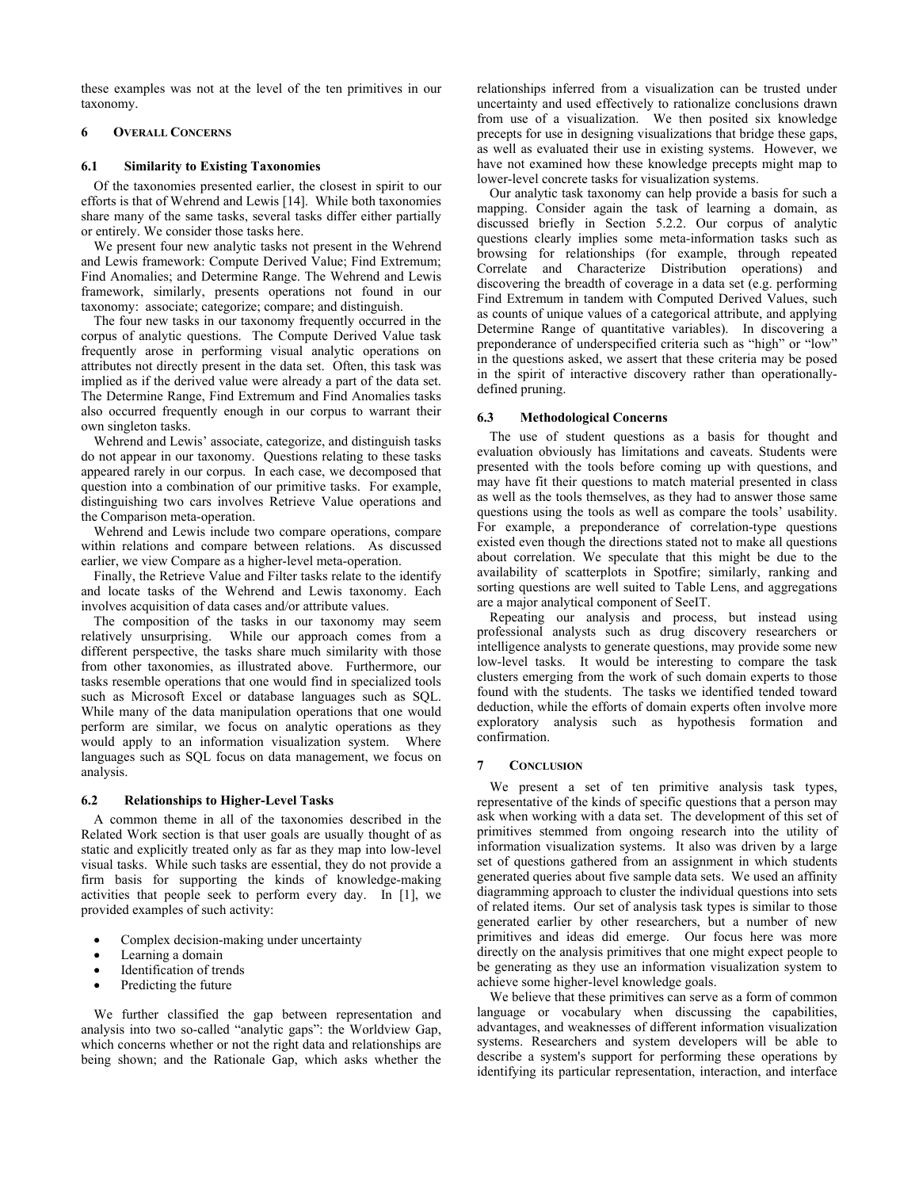these examples was not at the level of the ten primitives in our taxonomy.

## 6 Overall Concerns

### 6.1 Similarity to Existing Taxonomies

Of the taxonomies presented earlier, the closest in spirit to our efforts is that of Wehrend and Lewis [14]. While both taxonomies share many of the same tasks, several tasks differ either partially or entirely. We consider those tasks here.

We present four new analytic tasks not present in the Wehrend and Lewis framework: Compute Derived Value; Find Extremum; Find Anomalies; and Determine Range. The Wehrend and Lewis framework, similarly, presents operations not found in our taxonomy: associate; categorize; compare; and distinguish.

The four new tasks in our taxonomy frequently occurred in the corpus of analytic questions. The Compute Derived Value task frequently arose in performing visual analytic operations on attributes not directly present in the data set. Often, this task was implied as if the derived value were already a part of the data set. The Determine Range, Find Extremum and Find Anomalies tasks also occurred frequently enough in our corpus to warrant their own singleton tasks.

Wehrend and Lewis' associate, categorize, and distinguish tasks do not appear in our taxonomy. Questions relating to these tasks appeared rarely in our corpus. In each case, we decomposed that question into a combination of our primitive tasks. For example, distinguishing two cars involves Retrieve Value operations and the Comparison meta-operation.

Wehrend and Lewis include two compare operations, compare within relations and compare between relations. As discussed earlier, we view Compare as a higher-level meta-operation.

Finally, the Retrieve Value and Filter tasks relate to the identify and locate tasks of the Wehrend and Lewis taxonomy. Each involves acquisition of data cases and/or attribute values.

The composition of the tasks in our taxonomy may seem relatively unsurprising. While our approach comes from a different perspective, the tasks share much similarity with those from other taxonomies, as illustrated above. Furthermore, our tasks resemble operations that one would find in specialized tools such as Microsoft Excel or database languages such as SQL. While many of the data manipulation operations that one would perform are similar, we focus on analytic operations as they would apply to an information visualization system. Where languages such as SQL focus on data management, we focus on analysis.

### 6.2 Relationships to Higher-Level Tasks

A common theme in all of the taxonomies described in the Related Work section is that user goals are usually thought of as static and explicitly treated only as far as they map into low-level visual tasks. While such tasks are essential, they do not provide a firm basis for supporting the kinds of knowledge-making activities that people seek to perform every day. In [1], we provided examples of such activity:

- Complex decision-making under uncertainty
- Learning a domain
- Identification of trends
- Predicting the future

We further classified the gap between representation and analysis into two so-called "analytic gaps": the Worldview Gap, which concerns whether or not the right data and relationships are being shown; and the Rationale Gap, which asks whether the relationships inferred from a visualization can be trusted under uncertainty and used effectively to rationalize conclusions drawn from use of a visualization. We then posited six knowledge precepts for use in designing visualizations that bridge these gaps, as well as evaluated their use in existing systems. However, we have not examined how these knowledge precepts might map to lower-level concrete tasks for visualization systems.

Our analytic task taxonomy can help provide a basis for such a mapping. Consider again the task of learning a domain, as discussed briefly in Section 5.2.2. Our corpus of analytic questions clearly implies some meta-information tasks such as browsing for relationships (for example, through repeated Correlate and Characterize Distribution operations) and discovering the breadth of coverage in a data set (e.g. performing Find Extremum in tandem with Computed Derived Values, such as counts of unique values of a categorical attribute, and applying Determine Range of quantitative variables). In discovering a preponderance of underspecified criteria such as "high" or "low" in the questions asked, we assert that these criteria may be posed in the spirit of interactive discovery rather than operationally-defined pruning.

### 6.3 Methodological Concerns

The use of student questions as a basis for thought and evaluation obviously has limitations and caveats. Students were presented with the tools before coming up with questions, and may have fit their questions to match material presented in class as well as the tools themselves, as they had to answer those same questions using the tools as well as compare the tools' usability. For example, a preponderance of correlation-type questions existed even though the directions stated not to make all questions about correlation. We speculate that this might be due to the availability of scatterplots in Spotfire; similarly, ranking and sorting questions are well suited to Table Lens, and aggregations are a major analytical component of SeeIT.

Repeating our analysis and process, but instead using professional analysts such as drug discovery researchers or intelligence analysts to generate questions, may provide some new low-level tasks. It would be interesting to compare the task clusters emerging from the work of such domain experts to those found with the students. The tasks we identified tended toward deduction, while the efforts of domain experts often involve more exploratory analysis such as hypothesis formation and confirmation.

## 7 Conclusion

We present a set of ten primitive analysis task types, representative of the kinds of specific questions that a person may ask when working with a data set. The development of this set of primitives stemmed from ongoing research into the utility of information visualization systems. It also was driven by a large set of questions gathered from an assignment in which students generated queries about five sample data sets. We used an affinity diagramming approach to cluster the individual questions into sets of related items. Our set of analysis task types is similar to those generated earlier by other researchers, but a number of new primitives and ideas did emerge. Our focus here was more directly on the analysis primitives that one might expect people to be generating as they use an information visualization system to achieve some higher-level knowledge goals.

We believe that these primitives can serve as a form of common language or vocabulary when discussing the capabilities, advantages, and weaknesses of different information visualization systems. Researchers and system developers will be able to describe a system's support for performing these operations by identifying its particular representation, interaction, and interface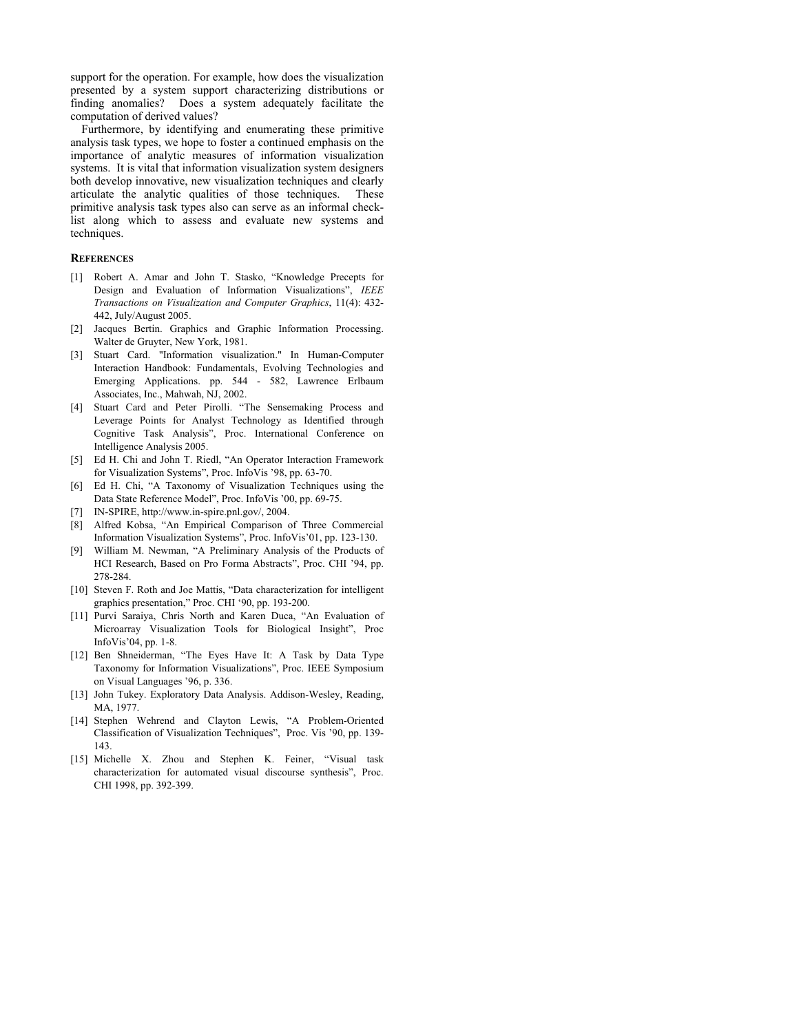support for the operation. For example, how does the visualization presented by a system support characterizing distributions or finding anomalies? Does a system adequately facilitate the computation of derived values?

Furthermore, by identifying and enumerating these primitive analysis task types, we hope to foster a continued emphasis on the importance of analytic measures of information visualization systems. It is vital that information visualization system designers both develop innovative, new visualization techniques and clearly articulate the analytic qualities of those techniques. These primitive analysis task types also can serve as an informal check-list along which to assess and evaluate new systems and techniques.

## REFERENCES

[1] Robert A. Amar and John T. Stasko, "Knowledge Precepts for Design and Evaluation of Information Visualizations", *IEEE Transactions on Visualization and Computer Graphics*, 11(4): 432-442, July/August 2005.

[2] Jacques Bertin. Graphics and Graphic Information Processing. Walter de Gruyter, New York, 1981.

[3] Stuart Card. "Information visualization." In Human-Computer Interaction Handbook: Fundamentals, Evolving Technologies and Emerging Applications. pp. 544 - 582, Lawrence Erlbaum Associates, Inc., Mahwah, NJ, 2002.

[4] Stuart Card and Peter Pirolli. "The Sensemaking Process and Leverage Points for Analyst Technology as Identified through Cognitive Task Analysis", Proc. International Conference on Intelligence Analysis 2005.

[5] Ed H. Chi and John T. Riedl, "An Operator Interaction Framework for Visualization Systems", Proc. InfoVis '98, pp. 63-70.

[6] Ed H. Chi, "A Taxonomy of Visualization Techniques using the Data State Reference Model", Proc. InfoVis '00, pp. 69-75.

[7] IN-SPIRE, http://www.in-spire.pnl.gov/, 2004.

[8] Alfred Kobsa, "An Empirical Comparison of Three Commercial Information Visualization Systems", Proc. InfoVis'01, pp. 123-130.

[9] William M. Newman, "A Preliminary Analysis of the Products of HCI Research, Based on Pro Forma Abstracts", Proc. CHI '94, pp. 278-284.

[10] Steven F. Roth and Joe Mattis, "Data characterization for intelligent graphics presentation," Proc. CHI '90, pp. 193-200.

[11] Purvi Saraiya, Chris North and Karen Duca, "An Evaluation of Microarray Visualization Tools for Biological Insight", Proc InfoVis'04, pp. 1-8.

[12] Ben Shneiderman, "The Eyes Have It: A Task by Data Type Taxonomy for Information Visualizations", Proc. IEEE Symposium on Visual Languages '96, p. 336.

[13] John Tukey. Exploratory Data Analysis. Addison-Wesley, Reading, MA, 1977.

[14] Stephen Wehrend and Clayton Lewis, "A Problem-Oriented Classification of Visualization Techniques", Proc. Vis '90, pp. 139-143.

[15] Michelle X. Zhou and Stephen K. Feiner, "Visual task characterization for automated visual discourse synthesis", Proc. CHI 1998, pp. 392-399.